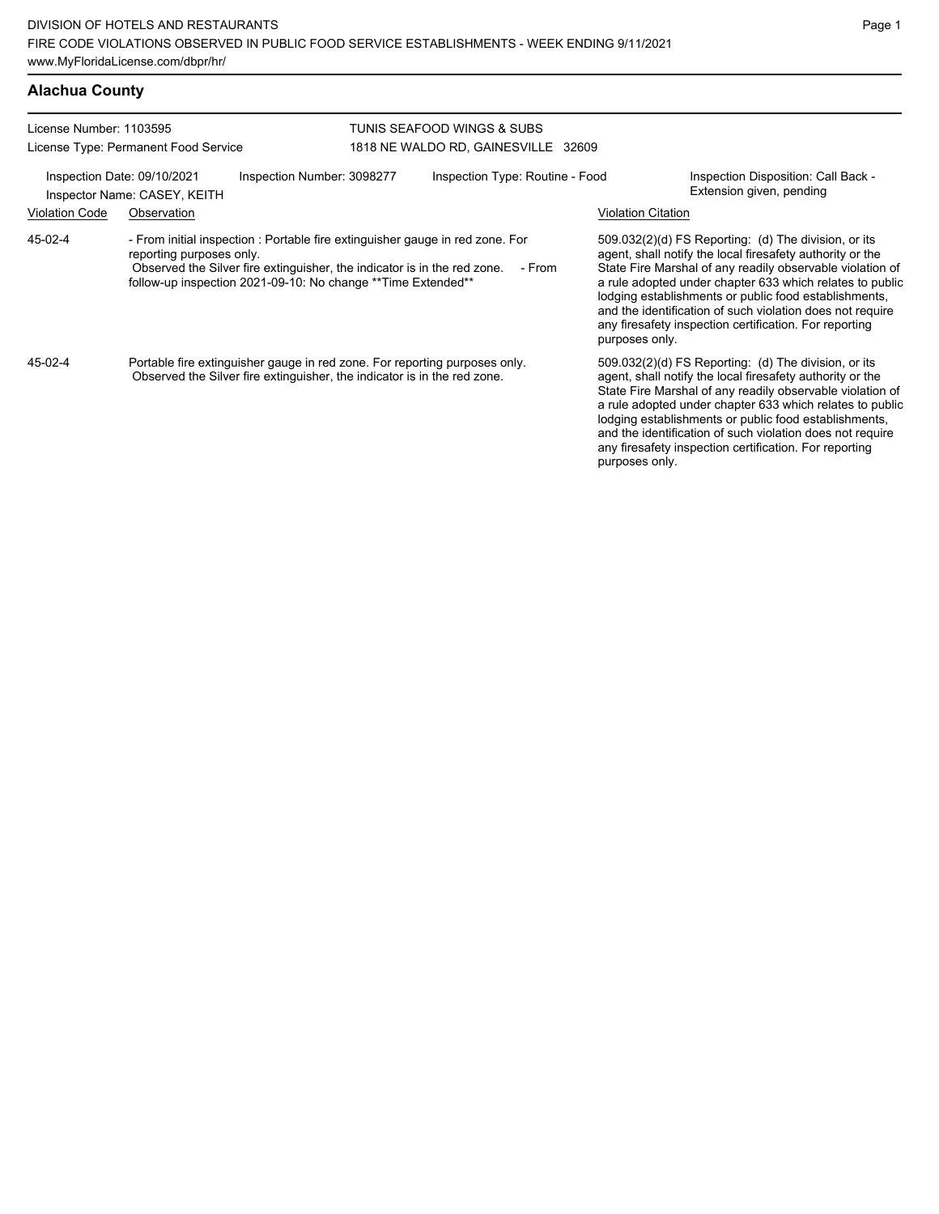DIVISION OF HOTELS AND RESTAURANTS
FIRE CODE VIOLATIONS OBSERVED IN PUBLIC FOOD SERVICE ESTABLISHMENTS - WEEK ENDING 9/11/2021
www.MyFloridaLicense.com/dbpr/hr/

## Alachua County

License Number: 1103595
License Type: Permanent Food Service

TUNIS SEAFOOD WINGS & SUBS
1818 NE WALDO RD, GAINESVILLE 32609

Inspection Date: 09/10/2021
Inspector Name: CASEY, KEITH
Inspection Number: 3098277
Inspection Type: Routine - Food
Inspection Disposition: Call Back - Extension given, pending

| Violation Code | Observation | Violation Citation |
| --- | --- | --- |
| 45-02-4 | - From initial inspection : Portable fire extinguisher gauge in red zone. For reporting purposes only. Observed the Silver fire extinguisher, the indicator is in the red zone. - From follow-up inspection 2021-09-10: No change **Time Extended** | 509.032(2)(d) FS Reporting: (d) The division, or its agent, shall notify the local firesafety authority or the State Fire Marshal of any readily observable violation of a rule adopted under chapter 633 which relates to public lodging establishments or public food establishments, and the identification of such violation does not require any firesafety inspection certification. For reporting purposes only. |
| 45-02-4 | Portable fire extinguisher gauge in red zone. For reporting purposes only. Observed the Silver fire extinguisher, the indicator is in the red zone. | 509.032(2)(d) FS Reporting: (d) The division, or its agent, shall notify the local firesafety authority or the State Fire Marshal of any readily observable violation of a rule adopted under chapter 633 which relates to public lodging establishments or public food establishments, and the identification of such violation does not require any firesafety inspection certification. For reporting purposes only. |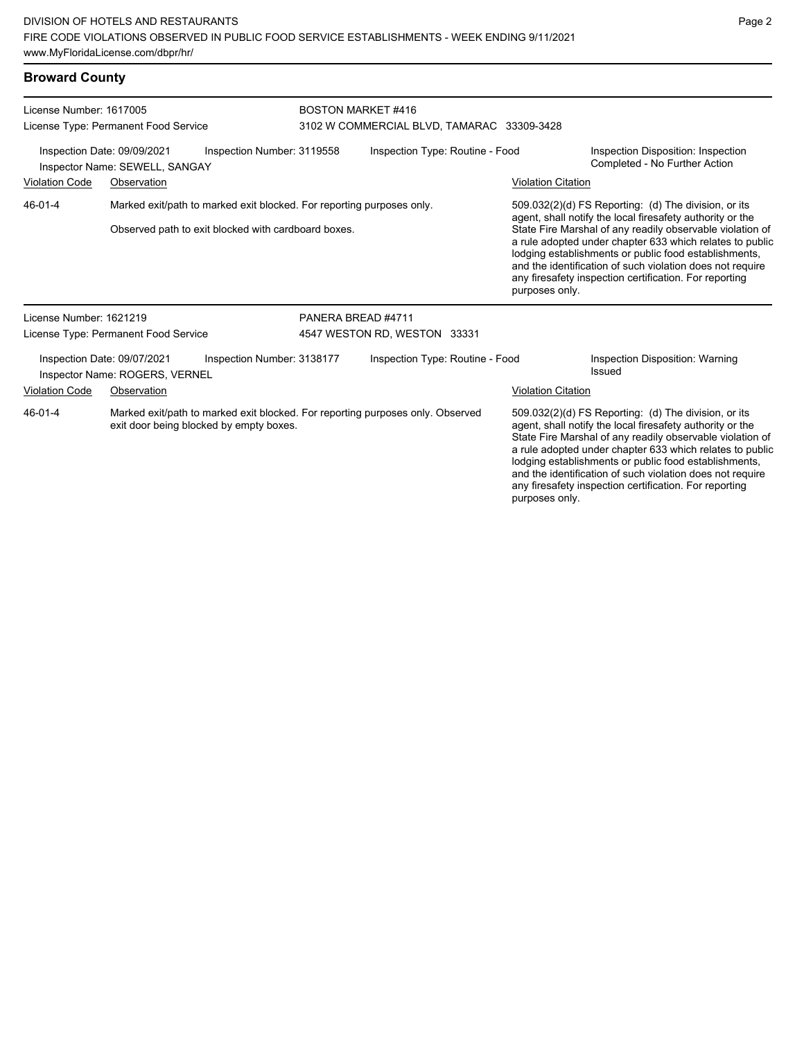## Broward County

**License Number:** 1617005
**License Type:** Permanent Food Service

**BOSTON MARKET #416**
3102 W COMMERCIAL BLVD, TAMARAC 33309-3428

Inspection Date: 09/09/2021
Inspection Number: 3119558
Inspection Type: Routine - Food
Inspection Disposition: Inspection Completed - No Further Action
Inspector Name: SEWELL, SANGAY

| Violation Code | Observation | Violation Citation |
| --- | --- | --- |
| 46-01-4 | Marked exit/path to marked exit blocked. For reporting purposes only.<br><br>Observed path to exit blocked with cardboard boxes. | 509.032(2)(d) FS Reporting: (d) The division, or its agent, shall notify the local firesafety authority or the State Fire Marshal of any readily observable violation of a rule adopted under chapter 633 which relates to public lodging establishments or public food establishments, and the identification of such violation does not require any firesafety inspection certification. For reporting purposes only. |

**License Number:** 1621219
**License Type:** Permanent Food Service

**PANERA BREAD #4711**
4547 WESTON RD, WESTON 33331

Inspection Date: 09/07/2021
Inspection Number: 3138177
Inspection Type: Routine - Food
Inspection Disposition: Warning Issued
Inspector Name: ROGERS, VERNEL

| Violation Code | Observation | Violation Citation |
| --- | --- | --- |
| 46-01-4 | Marked exit/path to marked exit blocked. For reporting purposes only. Observed exit door being blocked by empty boxes. | 509.032(2)(d) FS Reporting: (d) The division, or its agent, shall notify the local firesafety authority or the State Fire Marshal of any readily observable violation of a rule adopted under chapter 633 which relates to public lodging establishments or public food establishments, and the identification of such violation does not require any firesafety inspection certification. For reporting purposes only. |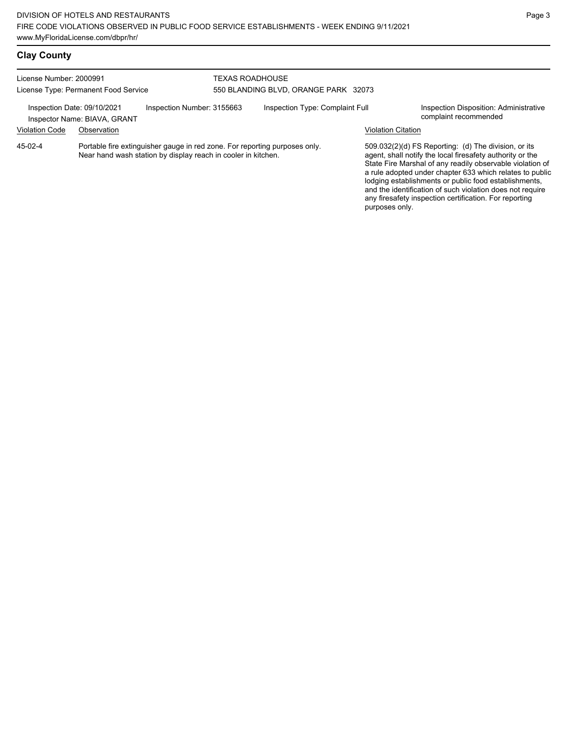## Clay County

License Number: 2000991
License Type: Permanent Food Service

TEXAS ROADHOUSE
550 BLANDING BLVD, ORANGE PARK 32073

Inspection Date: 09/10/2021
Inspector Name: BIAVA, GRANT

Inspection Number: 3155663

Inspection Type: Complaint Full

Inspection Disposition: Administrative complaint recommended

| Violation Code | Observation | Violation Citation |
| --- | --- | --- |
| 45-02-4 | Portable fire extinguisher gauge in red zone. For reporting purposes only. Near hand wash station by display reach in cooler in kitchen. | 509.032(2)(d) FS Reporting: (d) The division, or its agent, shall notify the local firesafety authority or the State Fire Marshal of any readily observable violation of a rule adopted under chapter 633 which relates to public lodging establishments or public food establishments, and the identification of such violation does not require any firesafety inspection certification. For reporting purposes only. |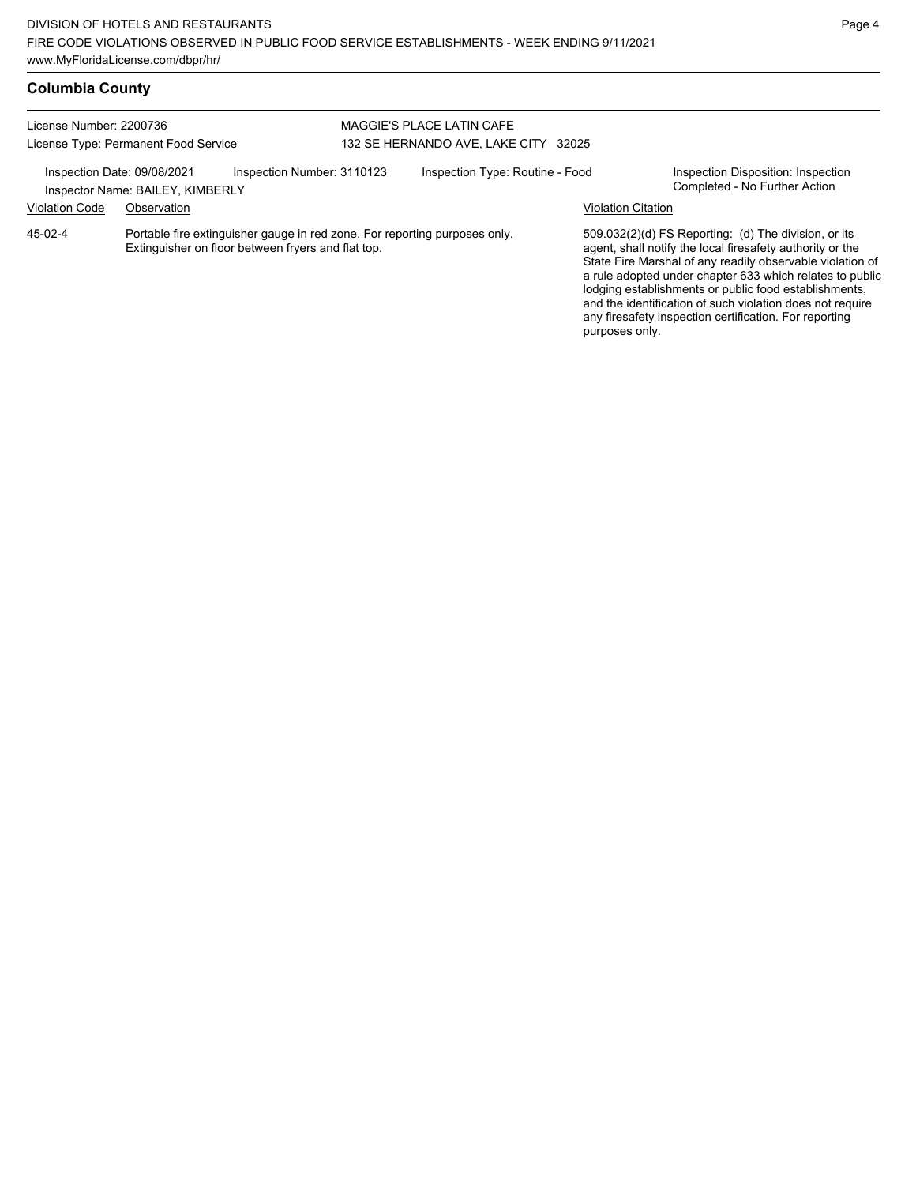## Columbia County

License Number: 2200736
License Type: Permanent Food Service

MAGGIE'S PLACE LATIN CAFE
132 SE HERNANDO AVE, LAKE CITY 32025

Inspection Date: 09/08/2021
Inspector Name: BAILEY, KIMBERLY
Inspection Number: 3110123
Inspection Type: Routine - Food
Inspection Disposition: Inspection Completed - No Further Action

| Violation Code | Observation | Violation Citation |
|---|---|---|
| 45-02-4 | Portable fire extinguisher gauge in red zone. For reporting purposes only. Extinguisher on floor between fryers and flat top. | 509.032(2)(d) FS Reporting: (d) The division, or its agent, shall notify the local firesafety authority or the State Fire Marshal of any readily observable violation of a rule adopted under chapter 633 which relates to public lodging establishments or public food establishments, and the identification of such violation does not require any firesafety inspection certification. For reporting purposes only. |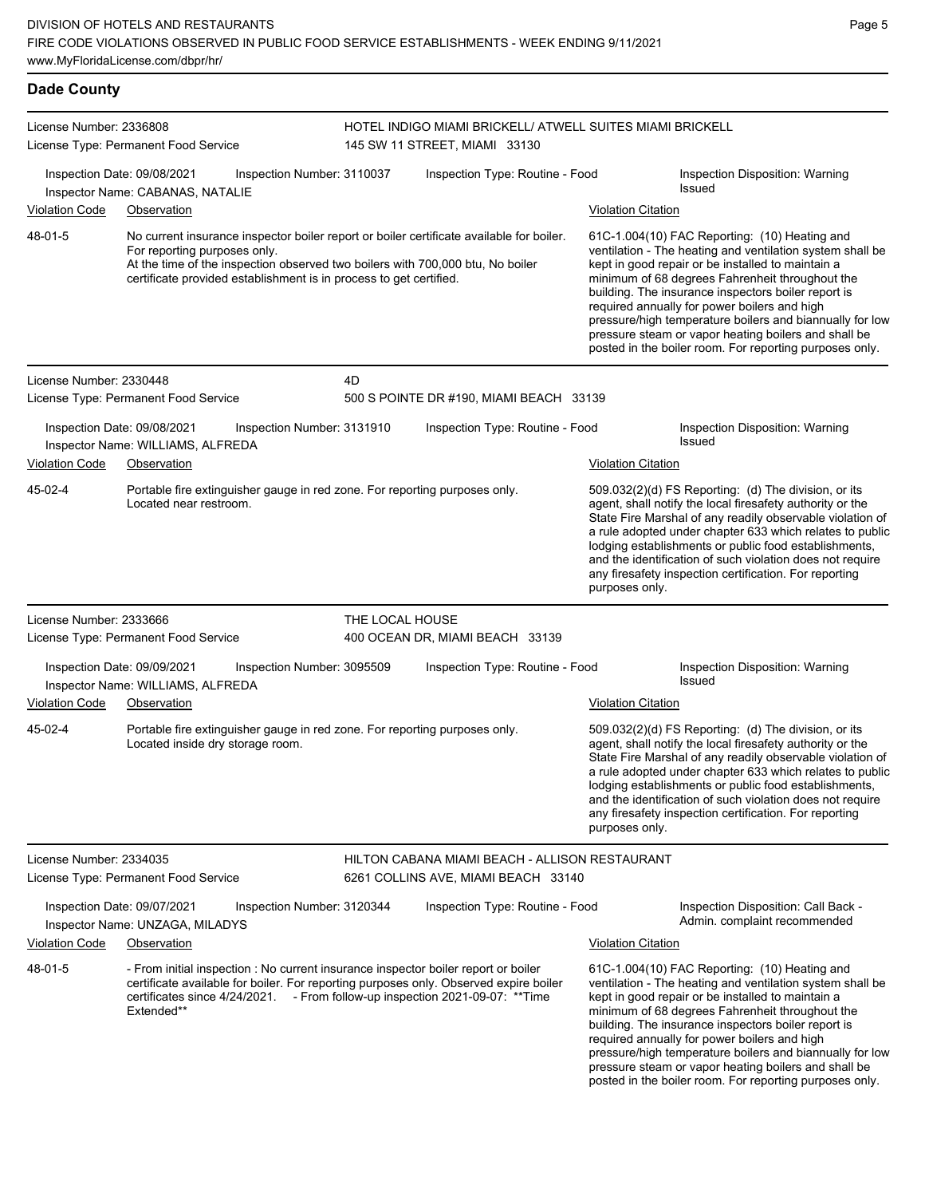## Dade County

**License Number:** 2336808
**License Type:** Permanent Food Service

**HOTEL INDIGO MIAMI BRICKELL/ ATWELL SUITES MIAMI BRICKELL**
145 SW 11 STREET, MIAMI 33130

**Inspection Date:** 09/08/2021 | **Inspection Number:** 3110037 | **Inspection Type:** Routine - Food | **Inspection Disposition:** Warning Issued
**Inspector Name:** CABANAS, NATALIE

| Violation Code | Observation | Violation Citation |
| --- | --- | --- |
| 48-01-5 | No current insurance inspector boiler report or boiler certificate available for boiler. For reporting purposes only. At the time of the inspection observed two boilers with 700,000 btu, No boiler certificate provided establishment is in process to get certified. | 61C-1.004(10) FAC Reporting: (10) Heating and ventilation - The heating and ventilation system shall be kept in good repair or be installed to maintain a minimum of 68 degrees Fahrenheit throughout the building. The insurance inspectors boiler report is required annually for power boilers and high pressure/high temperature boilers and biannually for low pressure steam or vapor heating boilers and shall be posted in the boiler room. For reporting purposes only. |

---

**License Number:** 2330448
**License Type:** Permanent Food Service

**4D**
500 S POINTE DR #190, MIAMI BEACH 33139

**Inspection Date:** 09/08/2021 | **Inspection Number:** 3131910 | **Inspection Type:** Routine - Food | **Inspection Disposition:** Warning Issued
**Inspector Name:** WILLIAMS, ALFREDA

| Violation Code | Observation | Violation Citation |
| --- | --- | --- |
| 45-02-4 | Portable fire extinguisher gauge in red zone. For reporting purposes only. Located near restroom. | 509.032(2)(d) FS Reporting: (d) The division, or its agent, shall notify the local firesafety authority or the State Fire Marshal of any readily observable violation of a rule adopted under chapter 633 which relates to public lodging establishments or public food establishments, and the identification of such violation does not require any firesafety inspection certification. For reporting purposes only. |

---

**License Number:** 2333666
**License Type:** Permanent Food Service

**THE LOCAL HOUSE**
400 OCEAN DR, MIAMI BEACH 33139

**Inspection Date:** 09/09/2021 | **Inspection Number:** 3095509 | **Inspection Type:** Routine - Food | **Inspection Disposition:** Warning Issued
**Inspector Name:** WILLIAMS, ALFREDA

| Violation Code | Observation | Violation Citation |
| --- | --- | --- |
| 45-02-4 | Portable fire extinguisher gauge in red zone. For reporting purposes only. Located inside dry storage room. | 509.032(2)(d) FS Reporting: (d) The division, or its agent, shall notify the local firesafety authority or the State Fire Marshal of any readily observable violation of a rule adopted under chapter 633 which relates to public lodging establishments or public food establishments, and the identification of such violation does not require any firesafety inspection certification. For reporting purposes only. |

---

**License Number:** 2334035
**License Type:** Permanent Food Service

**HILTON CABANA MIAMI BEACH - ALLISON RESTAURANT**
6261 COLLINS AVE, MIAMI BEACH 33140

**Inspection Date:** 09/07/2021 | **Inspection Number:** 3120344 | **Inspection Type:** Routine - Food | **Inspection Disposition:** Call Back - Admin. complaint recommended
**Inspector Name:** UNZAGA, MILADYS

| Violation Code | Observation | Violation Citation |
| --- | --- | --- |
| 48-01-5 | - From initial inspection : No current insurance inspector boiler report or boiler certificate available for boiler. For reporting purposes only. Observed expire boiler certificates since 4/24/2021. - From follow-up inspection 2021-09-07: **Time Extended** | 61C-1.004(10) FAC Reporting: (10) Heating and ventilation - The heating and ventilation system shall be kept in good repair or be installed to maintain a minimum of 68 degrees Fahrenheit throughout the building. The insurance inspectors boiler report is required annually for power boilers and high pressure/high temperature boilers and biannually for low pressure steam or vapor heating boilers and shall be posted in the boiler room. For reporting purposes only. |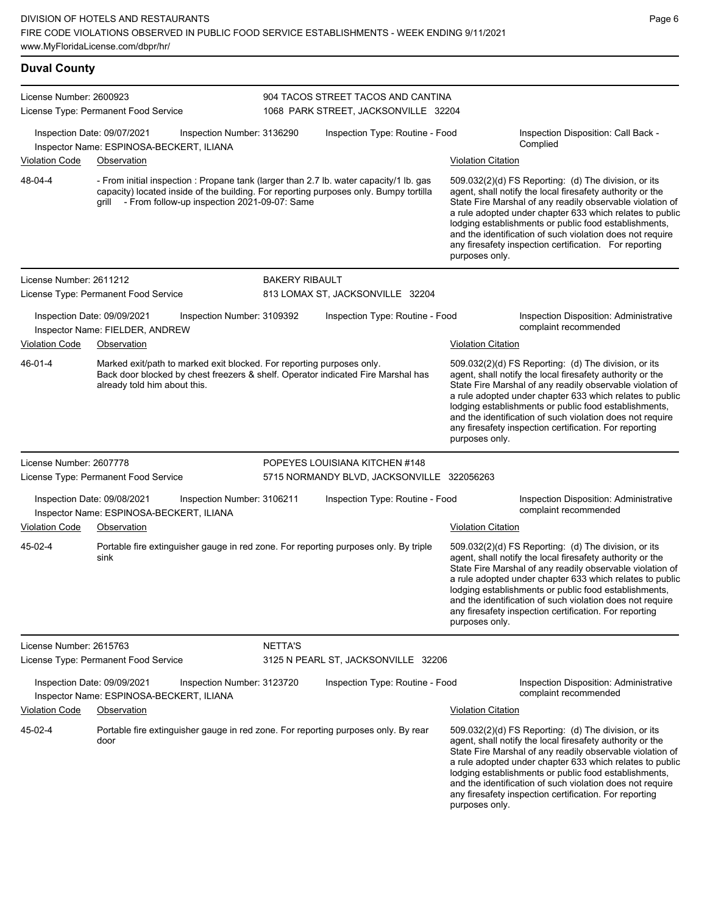## Duval County

**License Number:** 2600923
**License Type:** Permanent Food Service

**904 TACOS STREET TACOS AND CANTINA**
1068 PARK STREET, JACKSONVILLE 32204

**Inspection Date:** 09/07/2021 **Inspection Number:** 3136290 **Inspection Type:** Routine - Food **Inspection Disposition:** Call Back - Complied
**Inspector Name:** ESPINOSA-BECKERT, ILIANA

| Violation Code | Observation | Violation Citation |
| --- | --- | --- |
| 48-04-4 | - From initial inspection : Propane tank (larger than 2.7 lb. water capacity/1 lb. gas capacity) located inside of the building. For reporting purposes only. Bumpy tortilla grill - From follow-up inspection 2021-09-07: Same | 509.032(2)(d) FS Reporting: (d) The division, or its agent, shall notify the local firesafety authority or the State Fire Marshal of any readily observable violation of a rule adopted under chapter 633 which relates to public lodging establishments or public food establishments, and the identification of such violation does not require any firesafety inspection certification. For reporting purposes only. |

**License Number:** 2611212
**License Type:** Permanent Food Service

**BAKERY RIBAULT**
813 LOMAX ST, JACKSONVILLE 32204

**Inspection Date:** 09/09/2021 **Inspection Number:** 3109392 **Inspection Type:** Routine - Food **Inspection Disposition:** Administrative complaint recommended
**Inspector Name:** FIELDER, ANDREW

| Violation Code | Observation | Violation Citation |
| --- | --- | --- |
| 46-01-4 | Marked exit/path to marked exit blocked. For reporting purposes only. Back door blocked by chest freezers & shelf. Operator indicated Fire Marshal has already told him about this. | 509.032(2)(d) FS Reporting: (d) The division, or its agent, shall notify the local firesafety authority or the State Fire Marshal of any readily observable violation of a rule adopted under chapter 633 which relates to public lodging establishments or public food establishments, and the identification of such violation does not require any firesafety inspection certification. For reporting purposes only. |

**License Number:** 2607778
**License Type:** Permanent Food Service

**POPEYES LOUISIANA KITCHEN #148**
5715 NORMANDY BLVD, JACKSONVILLE 322056263

**Inspection Date:** 09/08/2021 **Inspection Number:** 3106211 **Inspection Type:** Routine - Food **Inspection Disposition:** Administrative complaint recommended
**Inspector Name:** ESPINOSA-BECKERT, ILIANA

| Violation Code | Observation | Violation Citation |
| --- | --- | --- |
| 45-02-4 | Portable fire extinguisher gauge in red zone. For reporting purposes only. By triple sink | 509.032(2)(d) FS Reporting: (d) The division, or its agent, shall notify the local firesafety authority or the State Fire Marshal of any readily observable violation of a rule adopted under chapter 633 which relates to public lodging establishments or public food establishments, and the identification of such violation does not require any firesafety inspection certification. For reporting purposes only. |

**License Number:** 2615763
**License Type:** Permanent Food Service

**NETTA'S**
3125 N PEARL ST, JACKSONVILLE 32206

**Inspection Date:** 09/09/2021 **Inspection Number:** 3123720 **Inspection Type:** Routine - Food **Inspection Disposition:** Administrative complaint recommended
**Inspector Name:** ESPINOSA-BECKERT, ILIANA

| Violation Code | Observation | Violation Citation |
| --- | --- | --- |
| 45-02-4 | Portable fire extinguisher gauge in red zone. For reporting purposes only. By rear door | 509.032(2)(d) FS Reporting: (d) The division, or its agent, shall notify the local firesafety authority or the State Fire Marshal of any readily observable violation of a rule adopted under chapter 633 which relates to public lodging establishments or public food establishments, and the identification of such violation does not require any firesafety inspection certification. For reporting purposes only. |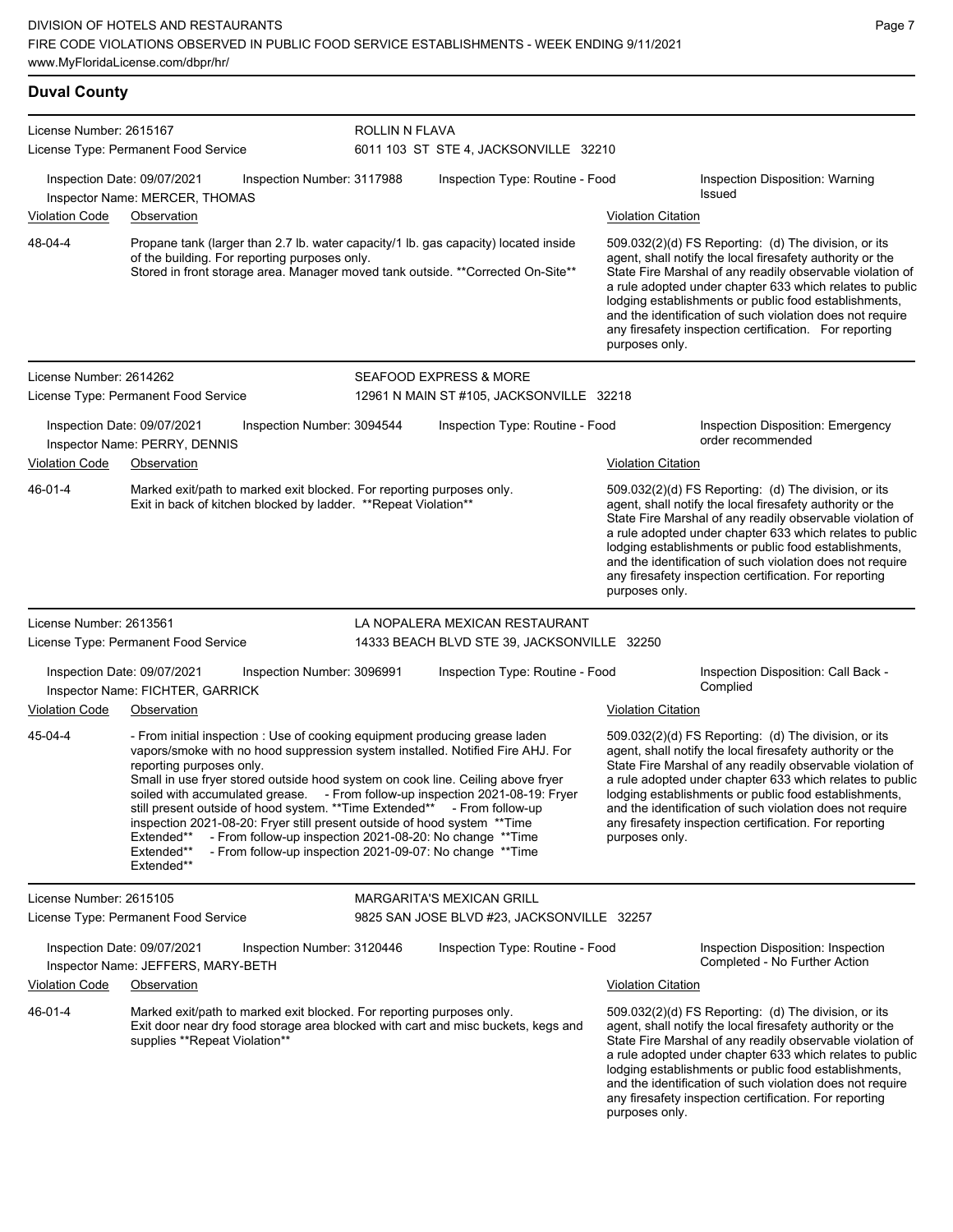## Duval County

**License Number:** 2615167
**License Type:** Permanent Food Service
**ROLLIN N FLAVA**
6011 103 ST STE 4, JACKSONVILLE 32210

Inspection Date: 09/07/2021 | Inspection Number: 3117988 | Inspection Type: Routine - Food | Inspection Disposition: Warning Issued
Inspector Name: MERCER, THOMAS

| Violation Code | Observation | Violation Citation |
| --- | --- | --- |
| 48-04-4 | Propane tank (larger than 2.7 lb. water capacity/1 lb. gas capacity) located inside of the building. For reporting purposes only. Stored in front storage area. Manager moved tank outside. **Corrected On-Site** | 509.032(2)(d) FS Reporting: (d) The division, or its agent, shall notify the local firesafety authority or the State Fire Marshal of any readily observable violation of a rule adopted under chapter 633 which relates to public lodging establishments or public food establishments, and the identification of such violation does not require any firesafety inspection certification. For reporting purposes only. |

**License Number:** 2614262
**License Type:** Permanent Food Service
**SEAFOOD EXPRESS & MORE**
12961 N MAIN ST #105, JACKSONVILLE 32218

Inspection Date: 09/07/2021 | Inspection Number: 3094544 | Inspection Type: Routine - Food | Inspection Disposition: Emergency order recommended
Inspector Name: PERRY, DENNIS

| Violation Code | Observation | Violation Citation |
| --- | --- | --- |
| 46-01-4 | Marked exit/path to marked exit blocked. For reporting purposes only. Exit in back of kitchen blocked by ladder. **Repeat Violation** | 509.032(2)(d) FS Reporting: (d) The division, or its agent, shall notify the local firesafety authority or the State Fire Marshal of any readily observable violation of a rule adopted under chapter 633 which relates to public lodging establishments or public food establishments, and the identification of such violation does not require any firesafety inspection certification. For reporting purposes only. |

**License Number:** 2613561
**License Type:** Permanent Food Service
**LA NOPALERA MEXICAN RESTAURANT**
14333 BEACH BLVD STE 39, JACKSONVILLE 32250

Inspection Date: 09/07/2021 | Inspection Number: 3096991 | Inspection Type: Routine - Food | Inspection Disposition: Call Back - Complied
Inspector Name: FICHTER, GARRICK

| Violation Code | Observation | Violation Citation |
| --- | --- | --- |
| 45-04-4 | - From initial inspection : Use of cooking equipment producing grease laden vapors/smoke with no hood suppression system installed. Notified Fire AHJ. For reporting purposes only. Small in use fryer stored outside hood system on cook line. Ceiling above fryer soiled with accumulated grease. - From follow-up inspection 2021-08-19: Fryer still present outside of hood system. **Time Extended** - From follow-up inspection 2021-08-20: Fryer still present outside of hood system **Time Extended** - From follow-up inspection 2021-08-20: No change **Time Extended** - From follow-up inspection 2021-09-07: No change **Time Extended** | 509.032(2)(d) FS Reporting: (d) The division, or its agent, shall notify the local firesafety authority or the State Fire Marshal of any readily observable violation of a rule adopted under chapter 633 which relates to public lodging establishments or public food establishments, and the identification of such violation does not require any firesafety inspection certification. For reporting purposes only. |

**License Number:** 2615105
**License Type:** Permanent Food Service
**MARGARITA'S MEXICAN GRILL**
9825 SAN JOSE BLVD #23, JACKSONVILLE 32257

Inspection Date: 09/07/2021 | Inspection Number: 3120446 | Inspection Type: Routine - Food | Inspection Disposition: Inspection Completed - No Further Action
Inspector Name: JEFFERS, MARY-BETH

| Violation Code | Observation | Violation Citation |
| --- | --- | --- |
| 46-01-4 | Marked exit/path to marked exit blocked. For reporting purposes only. Exit door near dry food storage area blocked with cart and misc buckets, kegs and supplies **Repeat Violation** | 509.032(2)(d) FS Reporting: (d) The division, or its agent, shall notify the local firesafety authority or the State Fire Marshal of any readily observable violation of a rule adopted under chapter 633 which relates to public lodging establishments or public food establishments, and the identification of such violation does not require any firesafety inspection certification. For reporting purposes only. |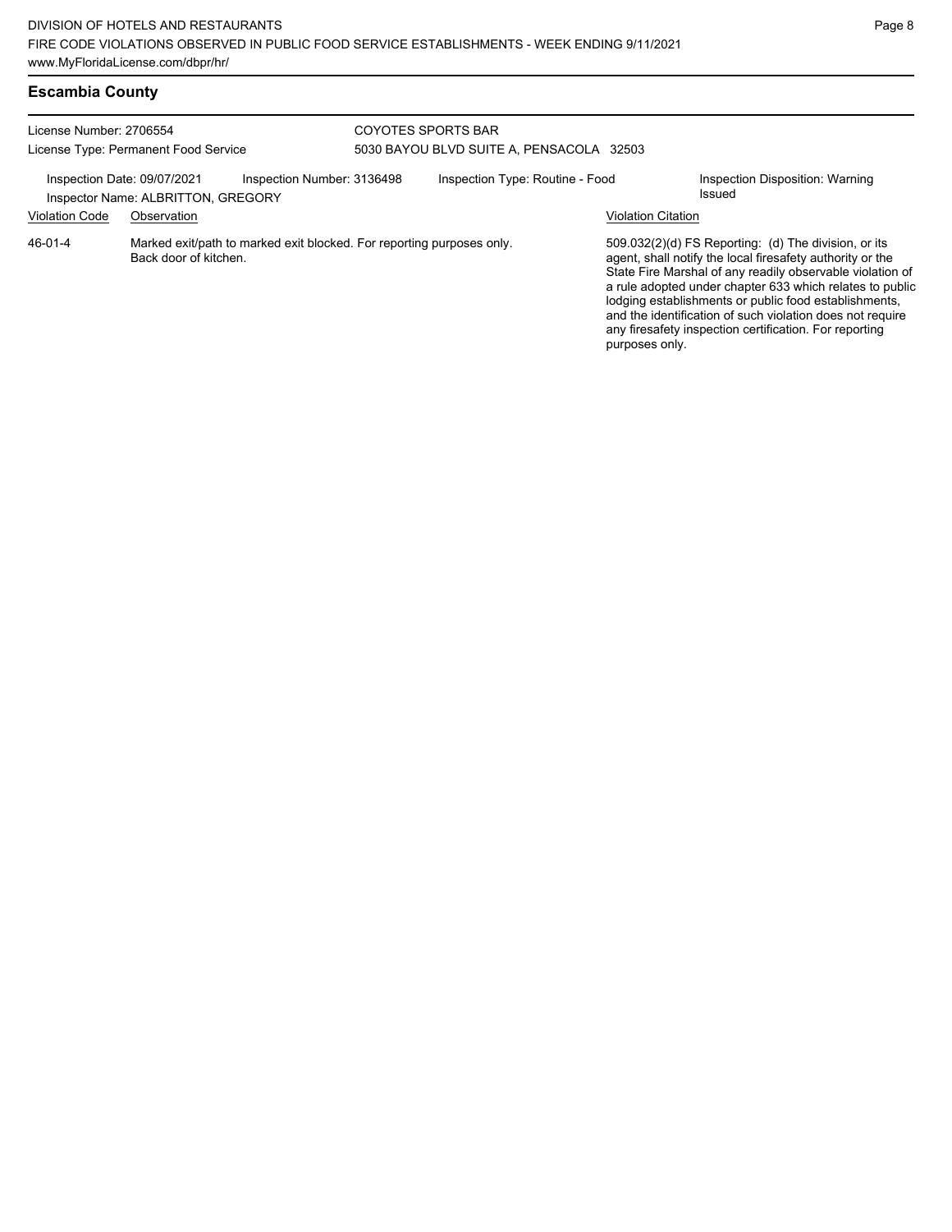## Escambia County

License Number: 2706554
License Type: Permanent Food Service

COYOTES SPORTS BAR
5030 BAYOU BLVD SUITE A, PENSACOLA 32503

Inspection Date: 09/07/2021
Inspection Number: 3136498
Inspection Type: Routine - Food
Inspection Disposition: Warning Issued
Inspector Name: ALBRITTON, GREGORY

| Violation Code | Observation | Violation Citation |
|---|---|---|
| 46-01-4 | Marked exit/path to marked exit blocked. For reporting purposes only. Back door of kitchen. | 509.032(2)(d) FS Reporting: (d) The division, or its agent, shall notify the local firesafety authority or the State Fire Marshal of any readily observable violation of a rule adopted under chapter 633 which relates to public lodging establishments or public food establishments, and the identification of such violation does not require any firesafety inspection certification. For reporting purposes only. |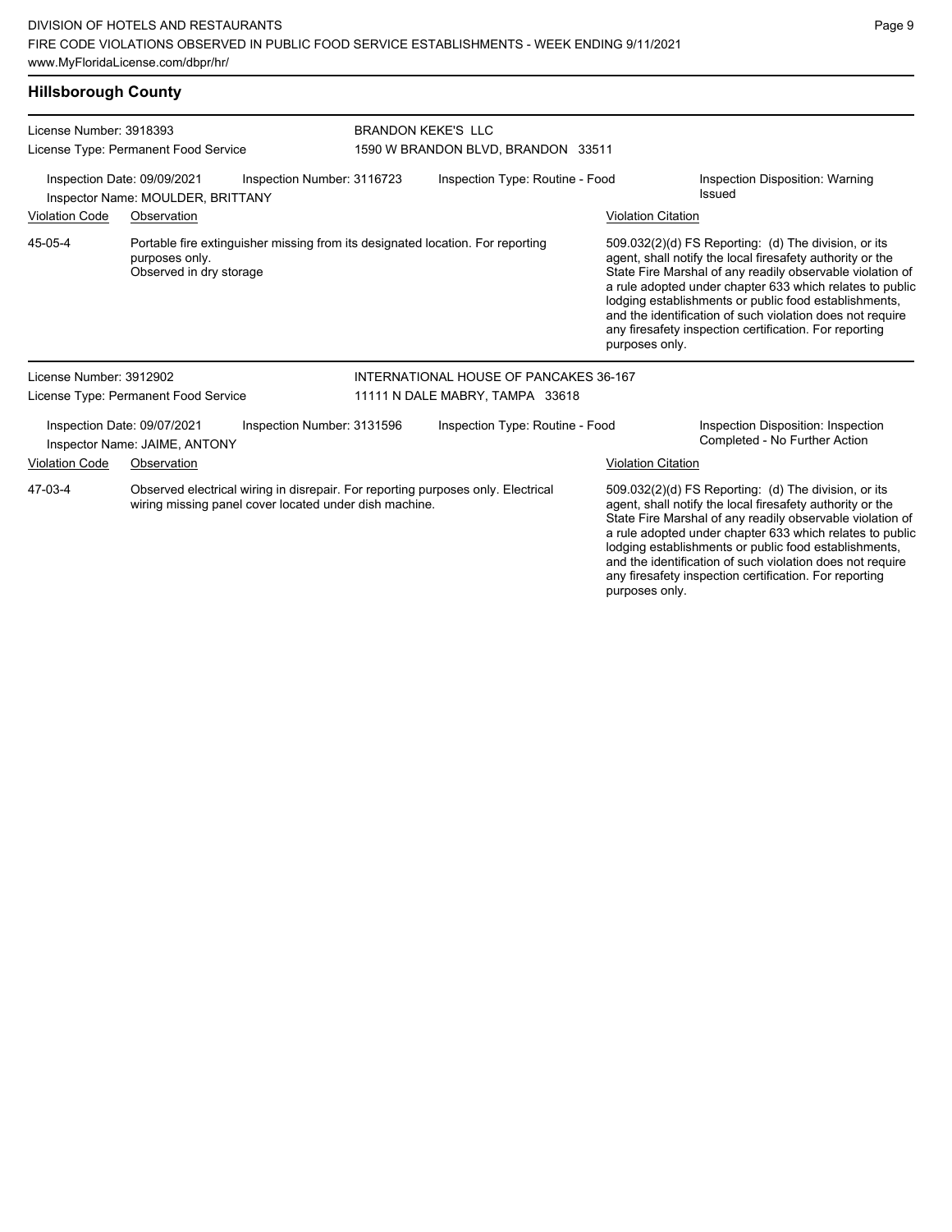## Hillsborough County

**License Number:** 3918393
**License Type:** Permanent Food Service

**BRANDON KEKE'S LLC**
1590 W BRANDON BLVD, BRANDON 33511

**Inspection Date:** 09/09/2021
**Inspection Number:** 3116723
**Inspection Type:** Routine - Food
**Inspection Disposition:** Warning Issued
**Inspector Name:** MOULDER, BRITTANY

| Violation Code | Observation | Violation Citation |
|---|---|---|
| 45-05-4 | Portable fire extinguisher missing from its designated location. For reporting purposes only. Observed in dry storage | 509.032(2)(d) FS Reporting: (d) The division, or its agent, shall notify the local firesafety authority or the State Fire Marshal of any readily observable violation of a rule adopted under chapter 633 which relates to public lodging establishments or public food establishments, and the identification of such violation does not require any firesafety inspection certification. For reporting purposes only. |

**License Number:** 3912902
**License Type:** Permanent Food Service

**INTERNATIONAL HOUSE OF PANCAKES 36-167**
11111 N DALE MABRY, TAMPA 33618

**Inspection Date:** 09/07/2021
**Inspection Number:** 3131596
**Inspection Type:** Routine - Food
**Inspection Disposition:** Inspection Completed - No Further Action
**Inspector Name:** JAIME, ANTONY

| Violation Code | Observation | Violation Citation |
|---|---|---|
| 47-03-4 | Observed electrical wiring in disrepair. For reporting purposes only. Electrical wiring missing panel cover located under dish machine. | 509.032(2)(d) FS Reporting: (d) The division, or its agent, shall notify the local firesafety authority or the State Fire Marshal of any readily observable violation of a rule adopted under chapter 633 which relates to public lodging establishments or public food establishments, and the identification of such violation does not require any firesafety inspection certification. For reporting purposes only. |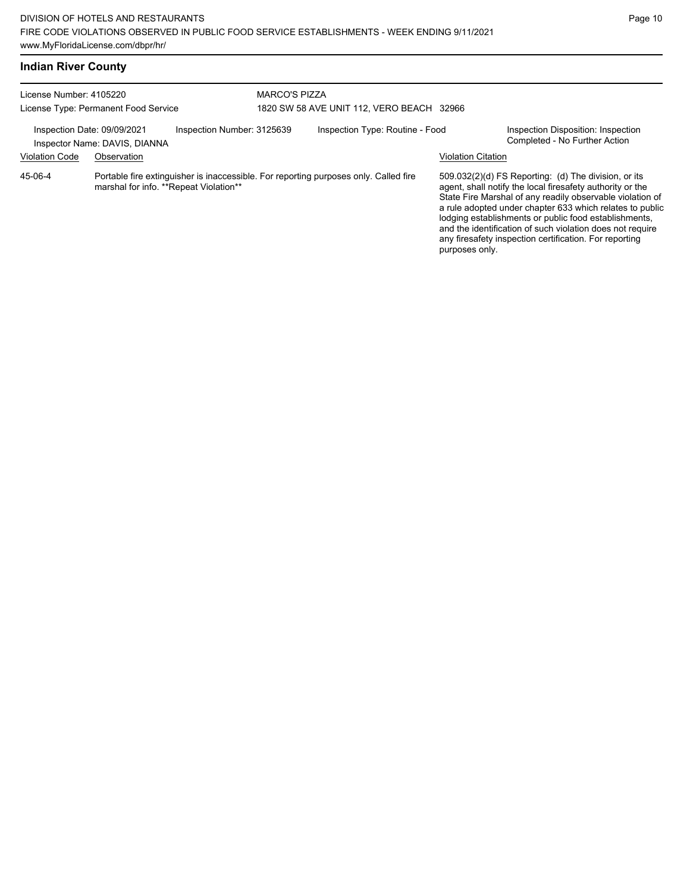## Indian River County

License Number: 4105220
License Type: Permanent Food Service

MARCO'S PIZZA
1820 SW 58 AVE UNIT 112, VERO BEACH 32966

Inspection Date: 09/09/2021
Inspector Name: DAVIS, DIANNA

Inspection Number: 3125639

Inspection Type: Routine - Food

Inspection Disposition: Inspection Completed - No Further Action

| Violation Code | Observation | Violation Citation |
| --- | --- | --- |
| 45-06-4 | Portable fire extinguisher is inaccessible. For reporting purposes only. Called fire marshal for info. **Repeat Violation** | 509.032(2)(d) FS Reporting: (d) The division, or its agent, shall notify the local firesafety authority or the State Fire Marshal of any readily observable violation of a rule adopted under chapter 633 which relates to public lodging establishments or public food establishments, and the identification of such violation does not require any firesafety inspection certification. For reporting purposes only. |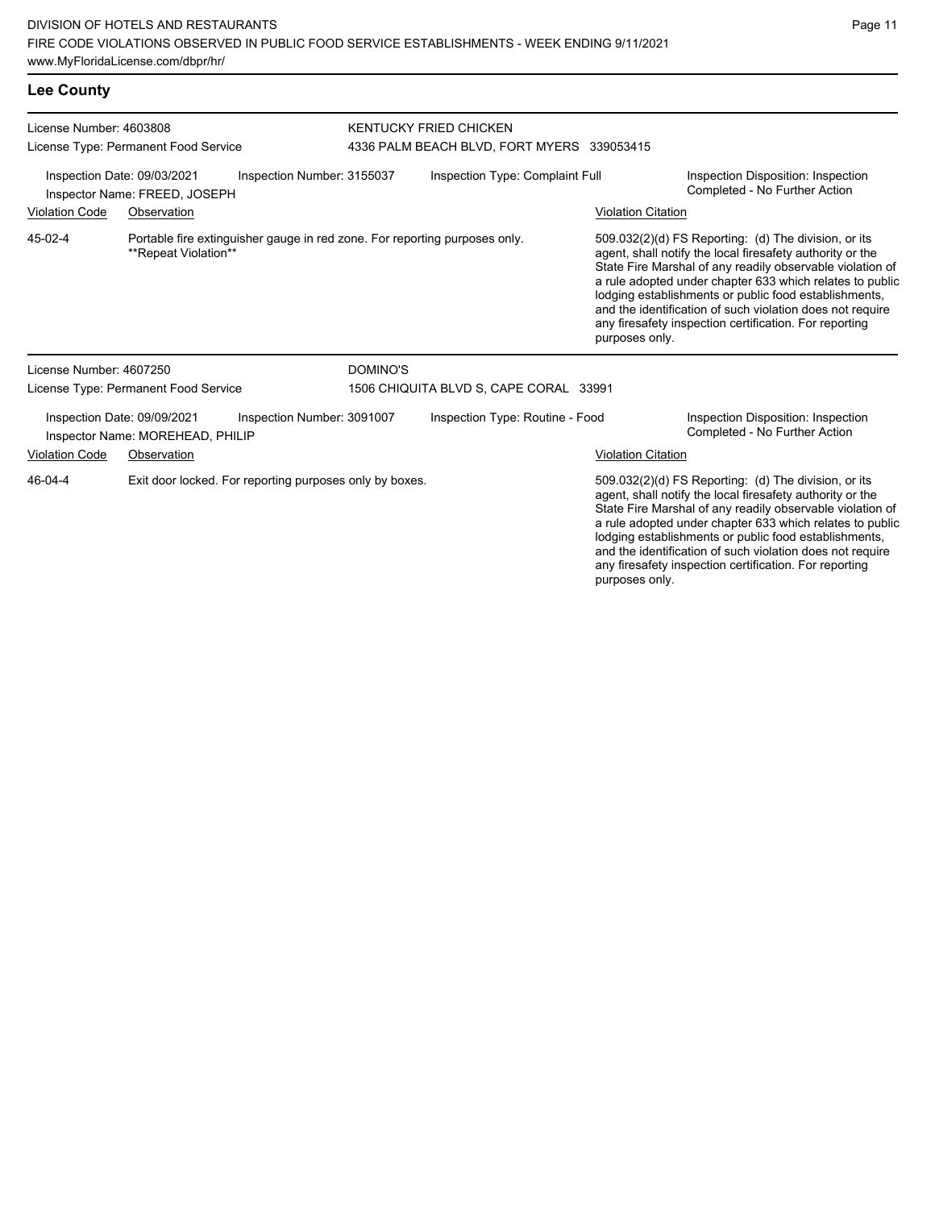## Lee County

License Number: 4603808
License Type: Permanent Food Service

KENTUCKY FRIED CHICKEN
4336 PALM BEACH BLVD, FORT MYERS 339053415

Inspection Date: 09/03/2021
Inspector Name: FREED, JOSEPH
Inspection Number: 3155037
Inspection Type: Complaint Full
Inspection Disposition: Inspection Completed - No Further Action

| Violation Code | Observation | Violation Citation |
| --- | --- | --- |
| 45-02-4 | Portable fire extinguisher gauge in red zone. For reporting purposes only. **Repeat Violation** | 509.032(2)(d) FS Reporting: (d) The division, or its agent, shall notify the local firesafety authority or the State Fire Marshal of any readily observable violation of a rule adopted under chapter 633 which relates to public lodging establishments or public food establishments, and the identification of such violation does not require any firesafety inspection certification. For reporting purposes only. |

License Number: 4607250
License Type: Permanent Food Service

DOMINO'S
1506 CHIQUITA BLVD S, CAPE CORAL 33991

Inspection Date: 09/09/2021
Inspector Name: MOREHEAD, PHILIP
Inspection Number: 3091007
Inspection Type: Routine - Food
Inspection Disposition: Inspection Completed - No Further Action

| Violation Code | Observation | Violation Citation |
| --- | --- | --- |
| 46-04-4 | Exit door locked. For reporting purposes only by boxes. | 509.032(2)(d) FS Reporting: (d) The division, or its agent, shall notify the local firesafety authority or the State Fire Marshal of any readily observable violation of a rule adopted under chapter 633 which relates to public lodging establishments or public food establishments, and the identification of such violation does not require any firesafety inspection certification. For reporting purposes only. |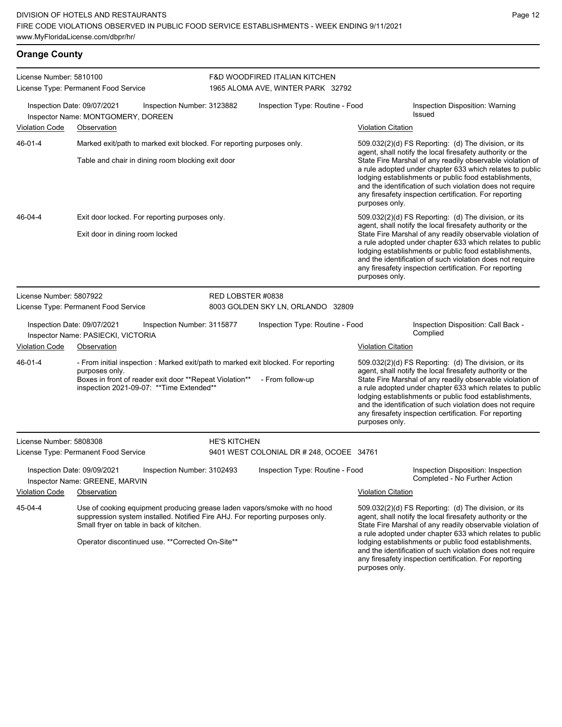## Orange County

**License Number:** 5810100
**License Type:** Permanent Food Service

**F&D WOODFIRED ITALIAN KITCHEN**
1965 ALOMA AVE, WINTER PARK 32792

**Inspection Date:** 09/07/2021 | **Inspection Number:** 3123882 | **Inspection Type:** Routine - Food | **Inspection Disposition:** Warning Issued
**Inspector Name:** MONTGOMERY, DOREEN

| Violation Code | Observation | Violation Citation |
|---|---|---|
| 46-01-4 | Marked exit/path to marked exit blocked. For reporting purposes only.<br><br>Table and chair in dining room blocking exit door | 509.032(2)(d) FS Reporting: (d) The division, or its agent, shall notify the local firesafety authority or the State Fire Marshal of any readily observable violation of a rule adopted under chapter 633 which relates to public lodging establishments or public food establishments, and the identification of such violation does not require any firesafety inspection certification. For reporting purposes only. |
| 46-04-4 | Exit door locked. For reporting purposes only.<br><br>Exit door in dining room locked | 509.032(2)(d) FS Reporting: (d) The division, or its agent, shall notify the local firesafety authority or the State Fire Marshal of any readily observable violation of a rule adopted under chapter 633 which relates to public lodging establishments or public food establishments, and the identification of such violation does not require any firesafety inspection certification. For reporting purposes only. |

---

**License Number:** 5807922
**License Type:** Permanent Food Service

**RED LOBSTER #0838**
8003 GOLDEN SKY LN, ORLANDO 32809

**Inspection Date:** 09/07/2021 | **Inspection Number:** 3115877 | **Inspection Type:** Routine - Food | **Inspection Disposition:** Call Back - Complied
**Inspector Name:** PASIECKI, VICTORIA

| Violation Code | Observation | Violation Citation |
|---|---|---|
| 46-01-4 | - From initial inspection : Marked exit/path to marked exit blocked. For reporting purposes only.<br>Boxes in front of reader exit door **Repeat Violation** - From follow-up inspection 2021-09-07: **Time Extended** | 509.032(2)(d) FS Reporting: (d) The division, or its agent, shall notify the local firesafety authority or the State Fire Marshal of any readily observable violation of a rule adopted under chapter 633 which relates to public lodging establishments or public food establishments, and the identification of such violation does not require any firesafety inspection certification. For reporting purposes only. |

---

**License Number:** 5808308
**License Type:** Permanent Food Service

**HE'S KITCHEN**
9401 WEST COLONIAL DR # 248, OCOEE 34761

**Inspection Date:** 09/09/2021 | **Inspection Number:** 3102493 | **Inspection Type:** Routine - Food | **Inspection Disposition:** Inspection Completed - No Further Action
**Inspector Name:** GREENE, MARVIN

| Violation Code | Observation | Violation Citation |
|---|---|---|
| 45-04-4 | Use of cooking equipment producing grease laden vapors/smoke with no hood suppression system installed. Notified Fire AHJ. For reporting purposes only. Small fryer on table in back of kitchen.<br><br>Operator discontinued use. **Corrected On-Site** | 509.032(2)(d) FS Reporting: (d) The division, or its agent, shall notify the local firesafety authority or the State Fire Marshal of any readily observable violation of a rule adopted under chapter 633 which relates to public lodging establishments or public food establishments, and the identification of such violation does not require any firesafety inspection certification. For reporting purposes only. |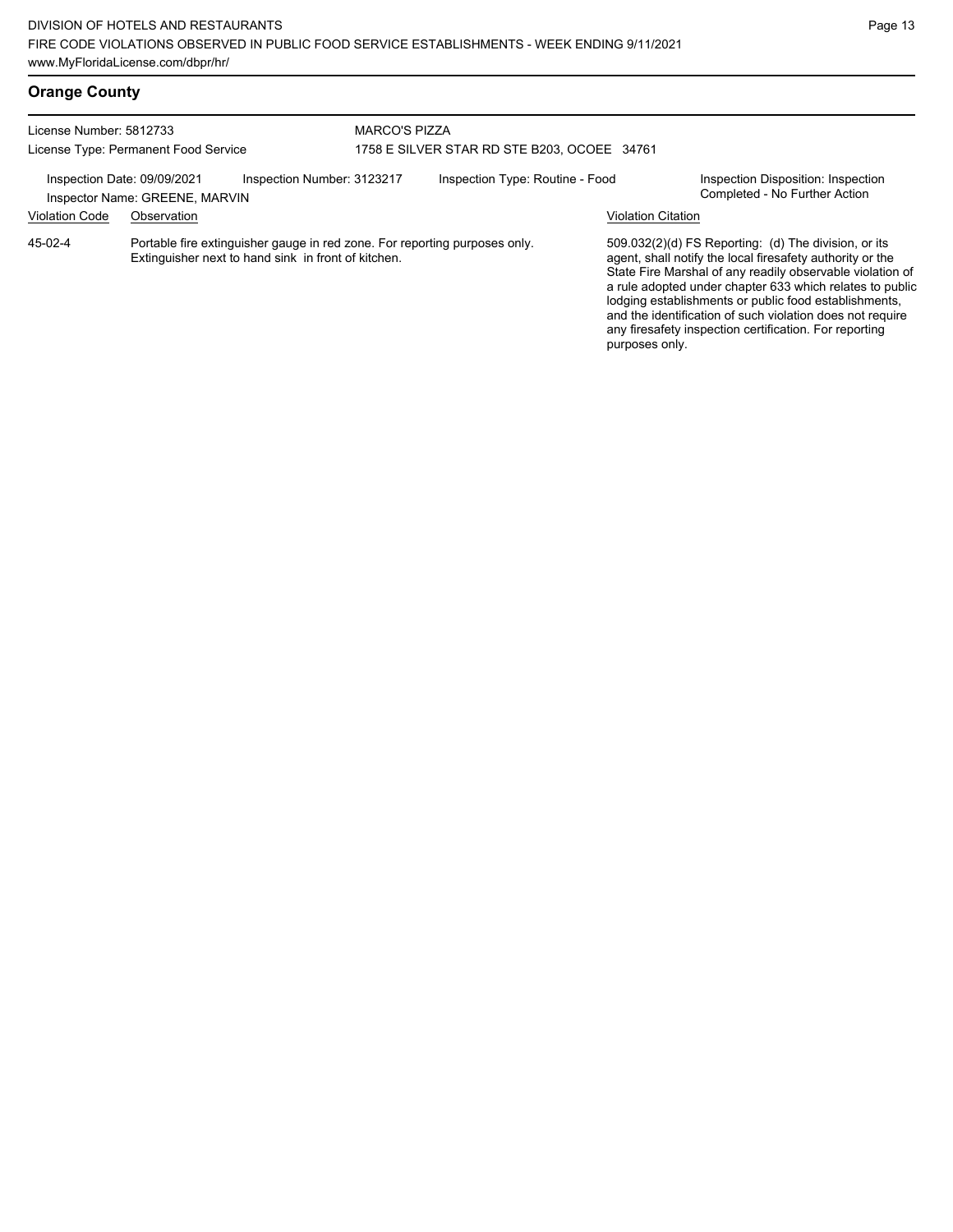## Orange County

License Number: 5812733
License Type: Permanent Food Service

MARCO'S PIZZA
1758 E SILVER STAR RD STE B203, OCOEE 34761

Inspection Date: 09/09/2021
Inspector Name: GREENE, MARVIN
Inspection Number: 3123217
Inspection Type: Routine - Food
Inspection Disposition: Inspection Completed - No Further Action

| Violation Code | Observation | Violation Citation |
| --- | --- | --- |
| 45-02-4 | Portable fire extinguisher gauge in red zone. For reporting purposes only. Extinguisher next to hand sink in front of kitchen. | 509.032(2)(d) FS Reporting: (d) The division, or its agent, shall notify the local firesafety authority or the State Fire Marshal of any readily observable violation of a rule adopted under chapter 633 which relates to public lodging establishments or public food establishments, and the identification of such violation does not require any firesafety inspection certification. For reporting purposes only. |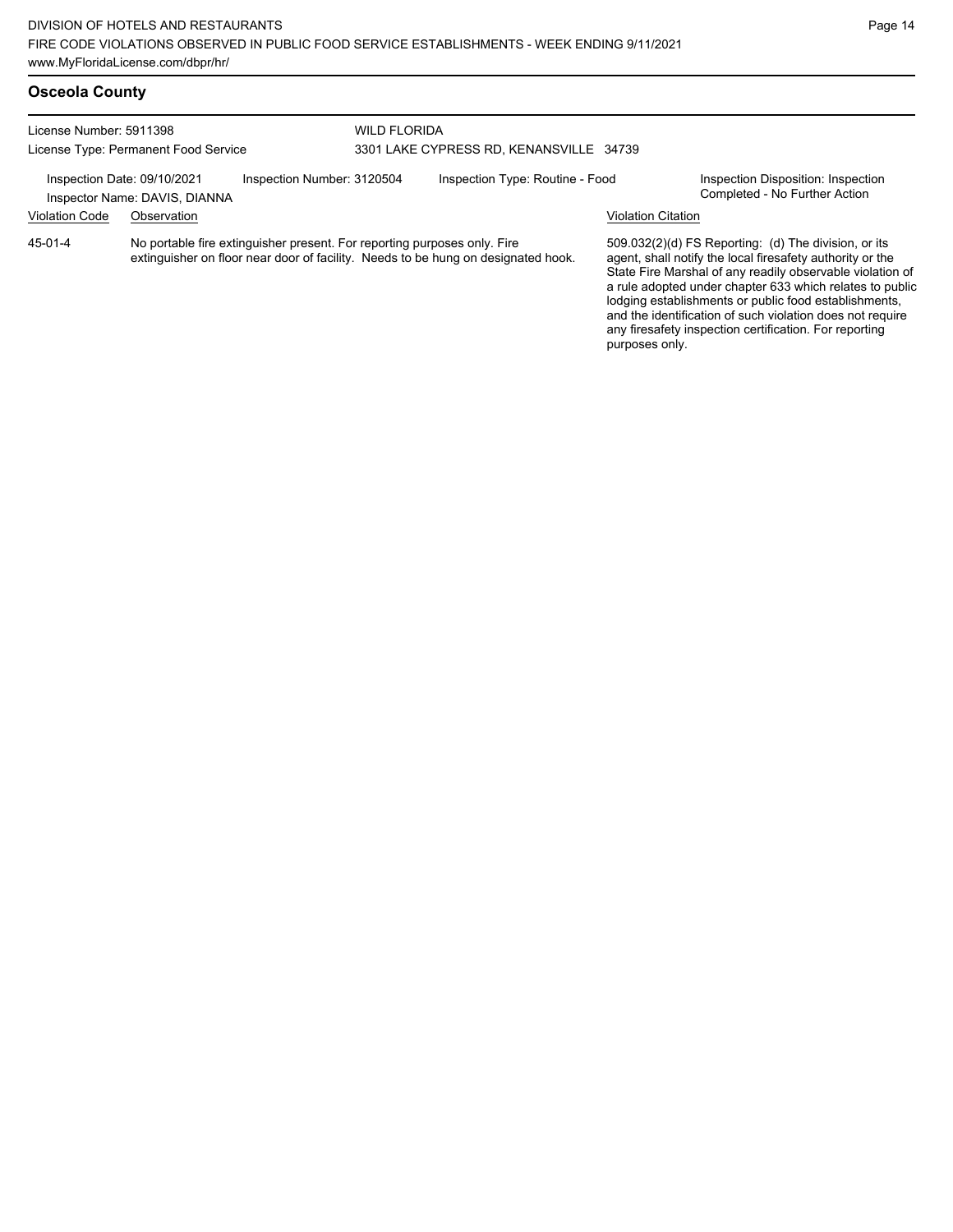## Osceola County

License Number: 5911398
License Type: Permanent Food Service

WILD FLORIDA
3301 LAKE CYPRESS RD, KENANSVILLE 34739

Inspection Date: 09/10/2021
Inspector Name: DAVIS, DIANNA

Inspection Number: 3120504

Inspection Type: Routine - Food

Inspection Disposition: Inspection Completed - No Further Action

| Violation Code | Observation | Violation Citation |
|---|---|---|
| 45-01-4 | No portable fire extinguisher present. For reporting purposes only. Fire extinguisher on floor near door of facility. Needs to be hung on designated hook. | 509.032(2)(d) FS Reporting: (d) The division, or its agent, shall notify the local firesafety authority or the State Fire Marshal of any readily observable violation of a rule adopted under chapter 633 which relates to public lodging establishments or public food establishments, and the identification of such violation does not require any firesafety inspection certification. For reporting purposes only. |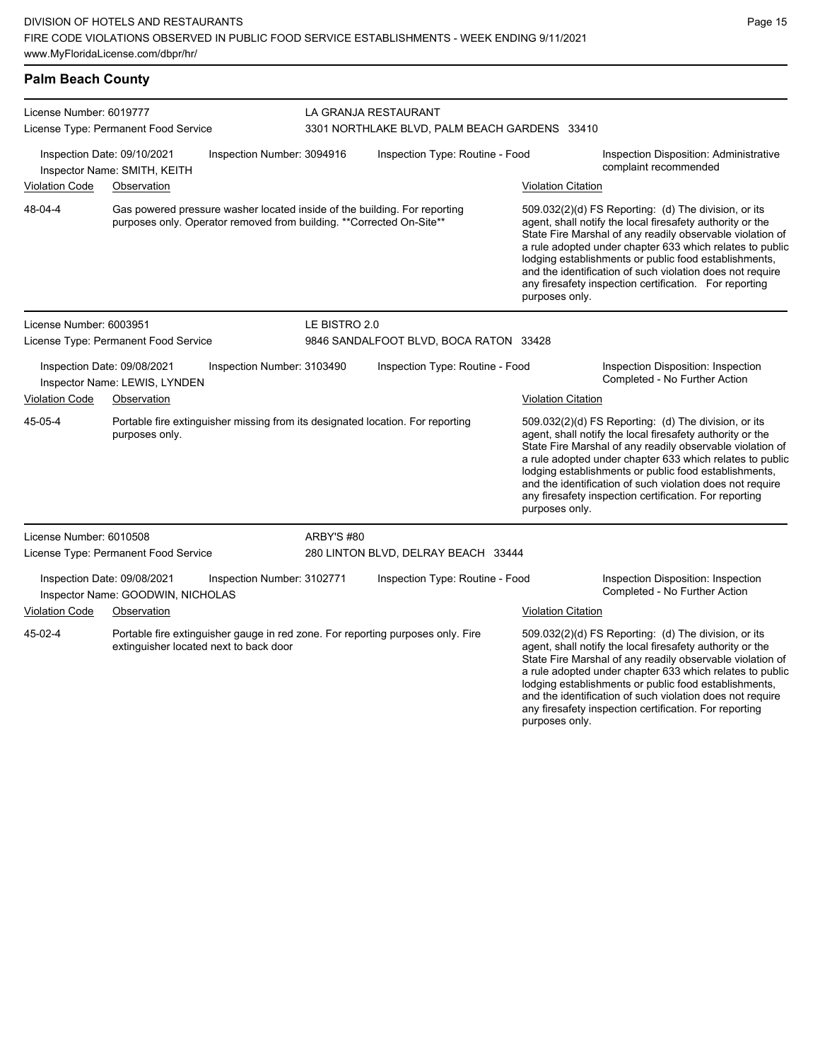## Palm Beach County

**License Number:** 6019777
**License Type:** Permanent Food Service

**LA GRANJA RESTAURANT**
3301 NORTHLAKE BLVD, PALM BEACH GARDENS 33410

**Inspection Date:** 09/10/2021
**Inspector Name:** SMITH, KEITH
**Inspection Number:** 3094916
**Inspection Type:** Routine - Food
**Inspection Disposition:** Administrative complaint recommended

| Violation Code | Observation | Violation Citation |
| --- | --- | --- |
| 48-04-4 | Gas powered pressure washer located inside of the building. For reporting purposes only. Operator removed from building. **Corrected On-Site** | 509.032(2)(d) FS Reporting: (d) The division, or its agent, shall notify the local firesafety authority or the State Fire Marshal of any readily observable violation of a rule adopted under chapter 633 which relates to public lodging establishments or public food establishments, and the identification of such violation does not require any firesafety inspection certification. For reporting purposes only. |

---

**License Number:** 6003951
**License Type:** Permanent Food Service

**LE BISTRO 2.0**
9846 SANDALFOOT BLVD, BOCA RATON 33428

**Inspection Date:** 09/08/2021
**Inspector Name:** LEWIS, LYNDEN
**Inspection Number:** 3103490
**Inspection Type:** Routine - Food
**Inspection Disposition:** Inspection Completed - No Further Action

| Violation Code | Observation | Violation Citation |
| --- | --- | --- |
| 45-05-4 | Portable fire extinguisher missing from its designated location. For reporting purposes only. | 509.032(2)(d) FS Reporting: (d) The division, or its agent, shall notify the local firesafety authority or the State Fire Marshal of any readily observable violation of a rule adopted under chapter 633 which relates to public lodging establishments or public food establishments, and the identification of such violation does not require any firesafety inspection certification. For reporting purposes only. |

---

**License Number:** 6010508
**License Type:** Permanent Food Service

**ARBY'S #80**
280 LINTON BLVD, DELRAY BEACH 33444

**Inspection Date:** 09/08/2021
**Inspector Name:** GOODWIN, NICHOLAS
**Inspection Number:** 3102771
**Inspection Type:** Routine - Food
**Inspection Disposition:** Inspection Completed - No Further Action

| Violation Code | Observation | Violation Citation |
| --- | --- | --- |
| 45-02-4 | Portable fire extinguisher gauge in red zone. For reporting purposes only. Fire extinguisher located next to back door | 509.032(2)(d) FS Reporting: (d) The division, or its agent, shall notify the local firesafety authority or the State Fire Marshal of any readily observable violation of a rule adopted under chapter 633 which relates to public lodging establishments or public food establishments, and the identification of such violation does not require any firesafety inspection certification. For reporting purposes only. |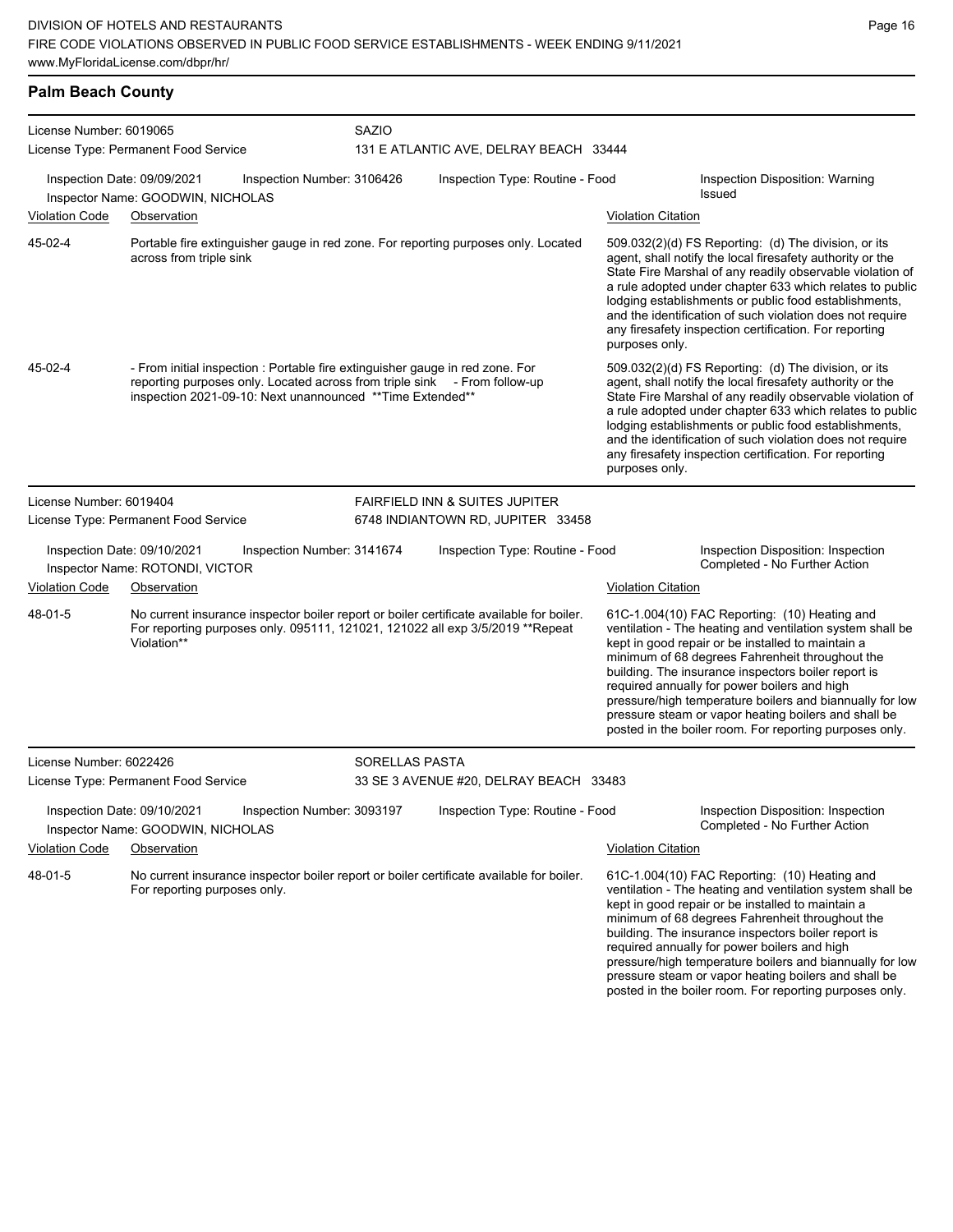## Palm Beach County

**License Number:** 6019065
**License Type:** Permanent Food Service
**SAZIO**
131 E ATLANTIC AVE, DELRAY BEACH 33444

**Inspection Date:** 09/09/2021 **Inspection Number:** 3106426 **Inspection Type:** Routine - Food **Inspection Disposition:** Warning Issued
**Inspector Name:** GOODWIN, NICHOLAS

| Violation Code | Observation | Violation Citation |
| --- | --- | --- |
| 45-02-4 | Portable fire extinguisher gauge in red zone. For reporting purposes only. Located across from triple sink | 509.032(2)(d) FS Reporting: (d) The division, or its agent, shall notify the local firesafety authority or the State Fire Marshal of any readily observable violation of a rule adopted under chapter 633 which relates to public lodging establishments or public food establishments, and the identification of such violation does not require any firesafety inspection certification. For reporting purposes only. |
| 45-02-4 | - From initial inspection : Portable fire extinguisher gauge in red zone. For reporting purposes only. Located across from triple sink - From follow-up inspection 2021-09-10: Next unannounced **Time Extended** | 509.032(2)(d) FS Reporting: (d) The division, or its agent, shall notify the local firesafety authority or the State Fire Marshal of any readily observable violation of a rule adopted under chapter 633 which relates to public lodging establishments or public food establishments, and the identification of such violation does not require any firesafety inspection certification. For reporting purposes only. |

**License Number:** 6019404
**License Type:** Permanent Food Service
**FAIRFIELD INN & SUITES JUPITER**
6748 INDIANTOWN RD, JUPITER 33458

**Inspection Date:** 09/10/2021 **Inspection Number:** 3141674 **Inspection Type:** Routine - Food **Inspection Disposition:** Inspection Completed - No Further Action
**Inspector Name:** ROTONDI, VICTOR

| Violation Code | Observation | Violation Citation |
| --- | --- | --- |
| 48-01-5 | No current insurance inspector boiler report or boiler certificate available for boiler. For reporting purposes only. 095111, 121021, 121022 all exp 3/5/2019 **Repeat Violation** | 61C-1.004(10) FAC Reporting: (10) Heating and ventilation - The heating and ventilation system shall be kept in good repair or be installed to maintain a minimum of 68 degrees Fahrenheit throughout the building. The insurance inspectors boiler report is required annually for power boilers and high pressure/high temperature boilers and biannually for low pressure steam or vapor heating boilers and shall be posted in the boiler room. For reporting purposes only. |

**License Number:** 6022426
**License Type:** Permanent Food Service
**SORELLAS PASTA**
33 SE 3 AVENUE #20, DELRAY BEACH 33483

**Inspection Date:** 09/10/2021 **Inspection Number:** 3093197 **Inspection Type:** Routine - Food **Inspection Disposition:** Inspection Completed - No Further Action
**Inspector Name:** GOODWIN, NICHOLAS

| Violation Code | Observation | Violation Citation |
| --- | --- | --- |
| 48-01-5 | No current insurance inspector boiler report or boiler certificate available for boiler. For reporting purposes only. | 61C-1.004(10) FAC Reporting: (10) Heating and ventilation - The heating and ventilation system shall be kept in good repair or be installed to maintain a minimum of 68 degrees Fahrenheit throughout the building. The insurance inspectors boiler report is required annually for power boilers and high pressure/high temperature boilers and biannually for low pressure steam or vapor heating boilers and shall be posted in the boiler room. For reporting purposes only. |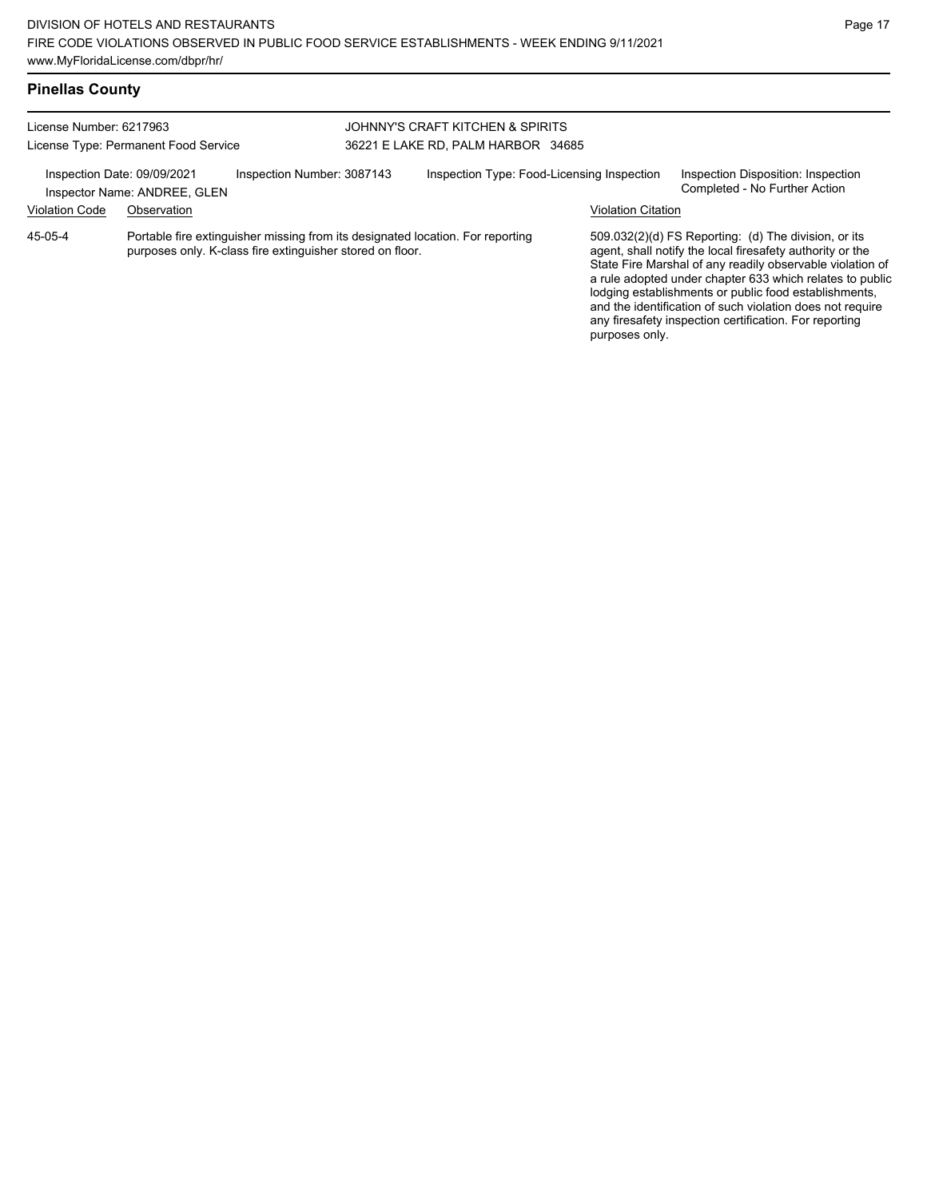## Pinellas County

License Number: 6217963
License Type: Permanent Food Service

JOHNNY'S CRAFT KITCHEN & SPIRITS
36221 E LAKE RD, PALM HARBOR 34685

Inspection Date: 09/09/2021
Inspector Name: ANDREE, GLEN
Inspection Number: 3087143
Inspection Type: Food-Licensing Inspection
Inspection Disposition: Inspection Completed - No Further Action

| Violation Code | Observation | Violation Citation |
|---|---|---|
| 45-05-4 | Portable fire extinguisher missing from its designated location. For reporting purposes only. K-class fire extinguisher stored on floor. | 509.032(2)(d) FS Reporting: (d) The division, or its agent, shall notify the local firesafety authority or the State Fire Marshal of any readily observable violation of a rule adopted under chapter 633 which relates to public lodging establishments or public food establishments, and the identification of such violation does not require any firesafety inspection certification. For reporting purposes only. |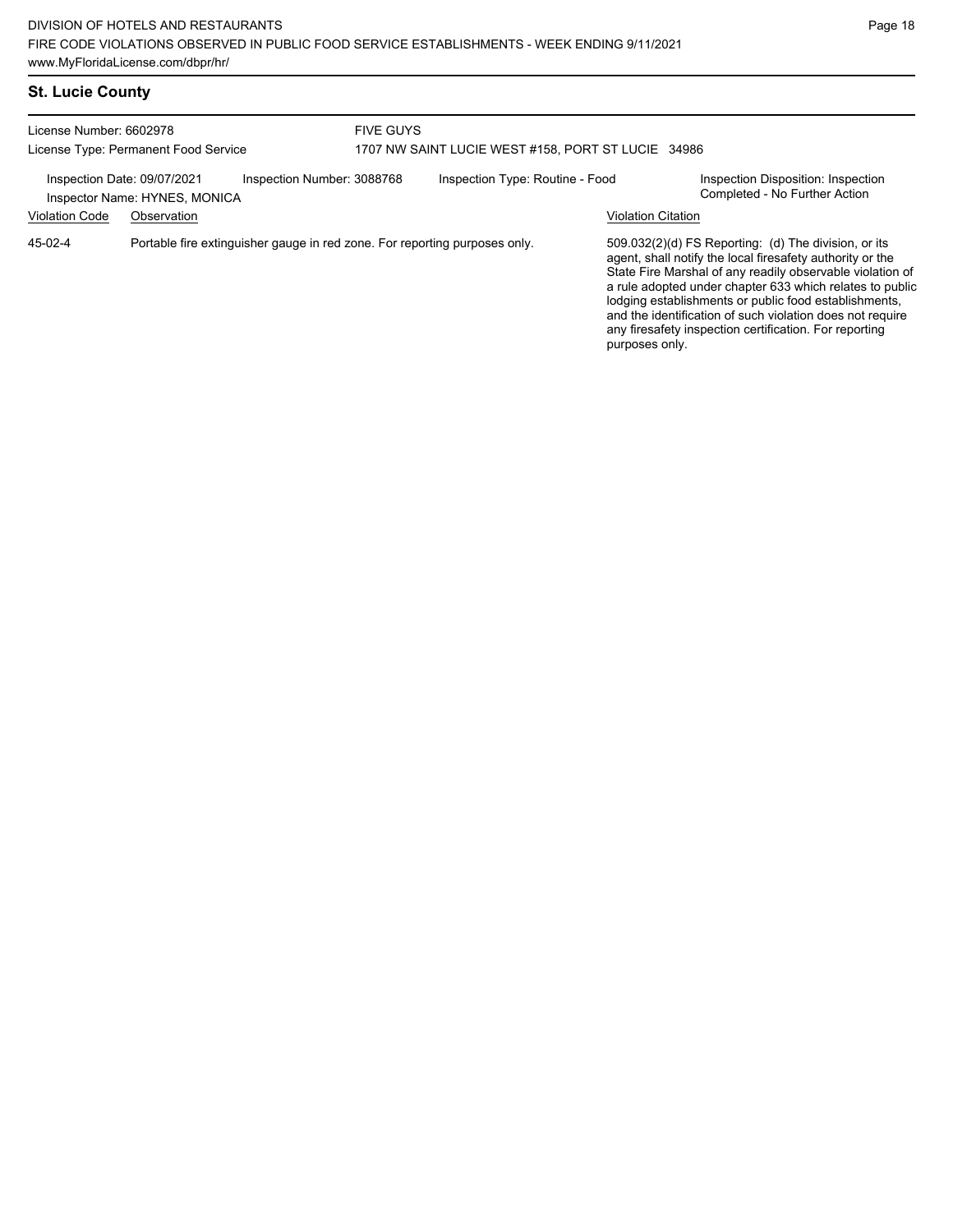## St. Lucie County

License Number: 6602978
License Type: Permanent Food Service

FIVE GUYS
1707 NW SAINT LUCIE WEST #158, PORT ST LUCIE 34986

Inspection Date: 09/07/2021
Inspector Name: HYNES, MONICA
Inspection Number: 3088768
Inspection Type: Routine - Food
Inspection Disposition: Inspection Completed - No Further Action

| Violation Code | Observation | Violation Citation |
| --- | --- | --- |
| 45-02-4 | Portable fire extinguisher gauge in red zone. For reporting purposes only. | 509.032(2)(d) FS Reporting: (d) The division, or its agent, shall notify the local firesafety authority or the State Fire Marshal of any readily observable violation of a rule adopted under chapter 633 which relates to public lodging establishments or public food establishments, and the identification of such violation does not require any firesafety inspection certification. For reporting purposes only. |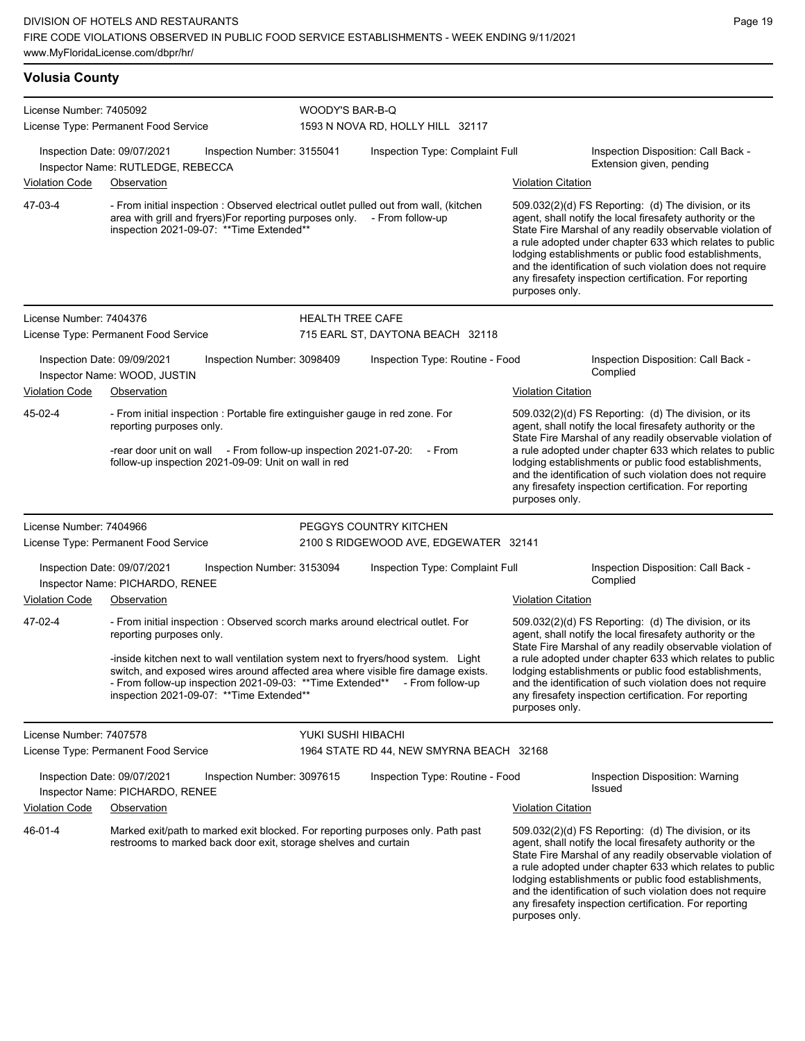## Volusia County

**License Number:** 7405092
**License Type:** Permanent Food Service
**WOODY'S BAR-B-Q**
1593 N NOVA RD, HOLLY HILL 32117

**Inspection Date:** 09/07/2021 **Inspection Number:** 3155041 **Inspection Type:** Complaint Full **Inspection Disposition:** Call Back - Extension given, pending
**Inspector Name:** RUTLEDGE, REBECCA

| Violation Code | Observation | Violation Citation |
| --- | --- | --- |
| 47-03-4 | - From initial inspection : Observed electrical outlet pulled out from wall, (kitchen area with grill and fryers)For reporting purposes only. - From follow-up inspection 2021-09-07: **Time Extended** | 509.032(2)(d) FS Reporting: (d) The division, or its agent, shall notify the local firesafety authority or the State Fire Marshal of any readily observable violation of a rule adopted under chapter 633 which relates to public lodging establishments or public food establishments, and the identification of such violation does not require any firesafety inspection certification. For reporting purposes only. |

**License Number:** 7404376
**License Type:** Permanent Food Service
**HEALTH TREE CAFE**
715 EARL ST, DAYTONA BEACH 32118

**Inspection Date:** 09/09/2021 **Inspection Number:** 3098409 **Inspection Type:** Routine - Food **Inspection Disposition:** Call Back - Complied
**Inspector Name:** WOOD, JUSTIN

| Violation Code | Observation | Violation Citation |
| --- | --- | --- |
| 45-02-4 | - From initial inspection : Portable fire extinguisher gauge in red zone. For reporting purposes only. -rear door unit on wall - From follow-up inspection 2021-07-20: - From follow-up inspection 2021-09-09: Unit on wall in red | 509.032(2)(d) FS Reporting: (d) The division, or its agent, shall notify the local firesafety authority or the State Fire Marshal of any readily observable violation of a rule adopted under chapter 633 which relates to public lodging establishments or public food establishments, and the identification of such violation does not require any firesafety inspection certification. For reporting purposes only. |

**License Number:** 7404966
**License Type:** Permanent Food Service
**PEGGYS COUNTRY KITCHEN**
2100 S RIDGEWOOD AVE, EDGEWATER 32141

**Inspection Date:** 09/07/2021 **Inspection Number:** 3153094 **Inspection Type:** Complaint Full **Inspection Disposition:** Call Back - Complied
**Inspector Name:** PICHARDO, RENEE

| Violation Code | Observation | Violation Citation |
| --- | --- | --- |
| 47-02-4 | - From initial inspection : Observed scorch marks around electrical outlet. For reporting purposes only. -inside kitchen next to wall ventilation system next to fryers/hood system. Light switch, and exposed wires around affected area where visible fire damage exists. - From follow-up inspection 2021-09-03: **Time Extended** - From follow-up inspection 2021-09-07: **Time Extended** | 509.032(2)(d) FS Reporting: (d) The division, or its agent, shall notify the local firesafety authority or the State Fire Marshal of any readily observable violation of a rule adopted under chapter 633 which relates to public lodging establishments or public food establishments, and the identification of such violation does not require any firesafety inspection certification. For reporting purposes only. |

**License Number:** 7407578
**License Type:** Permanent Food Service
**YUKI SUSHI HIBACHI**
1964 STATE RD 44, NEW SMYRNA BEACH 32168

**Inspection Date:** 09/07/2021 **Inspection Number:** 3097615 **Inspection Type:** Routine - Food **Inspection Disposition:** Warning Issued
**Inspector Name:** PICHARDO, RENEE

| Violation Code | Observation | Violation Citation |
| --- | --- | --- |
| 46-01-4 | Marked exit/path to marked exit blocked. For reporting purposes only. Path past restrooms to marked back door exit, storage shelves and curtain | 509.032(2)(d) FS Reporting: (d) The division, or its agent, shall notify the local firesafety authority or the State Fire Marshal of any readily observable violation of a rule adopted under chapter 633 which relates to public lodging establishments or public food establishments, and the identification of such violation does not require any firesafety inspection certification. For reporting purposes only. |